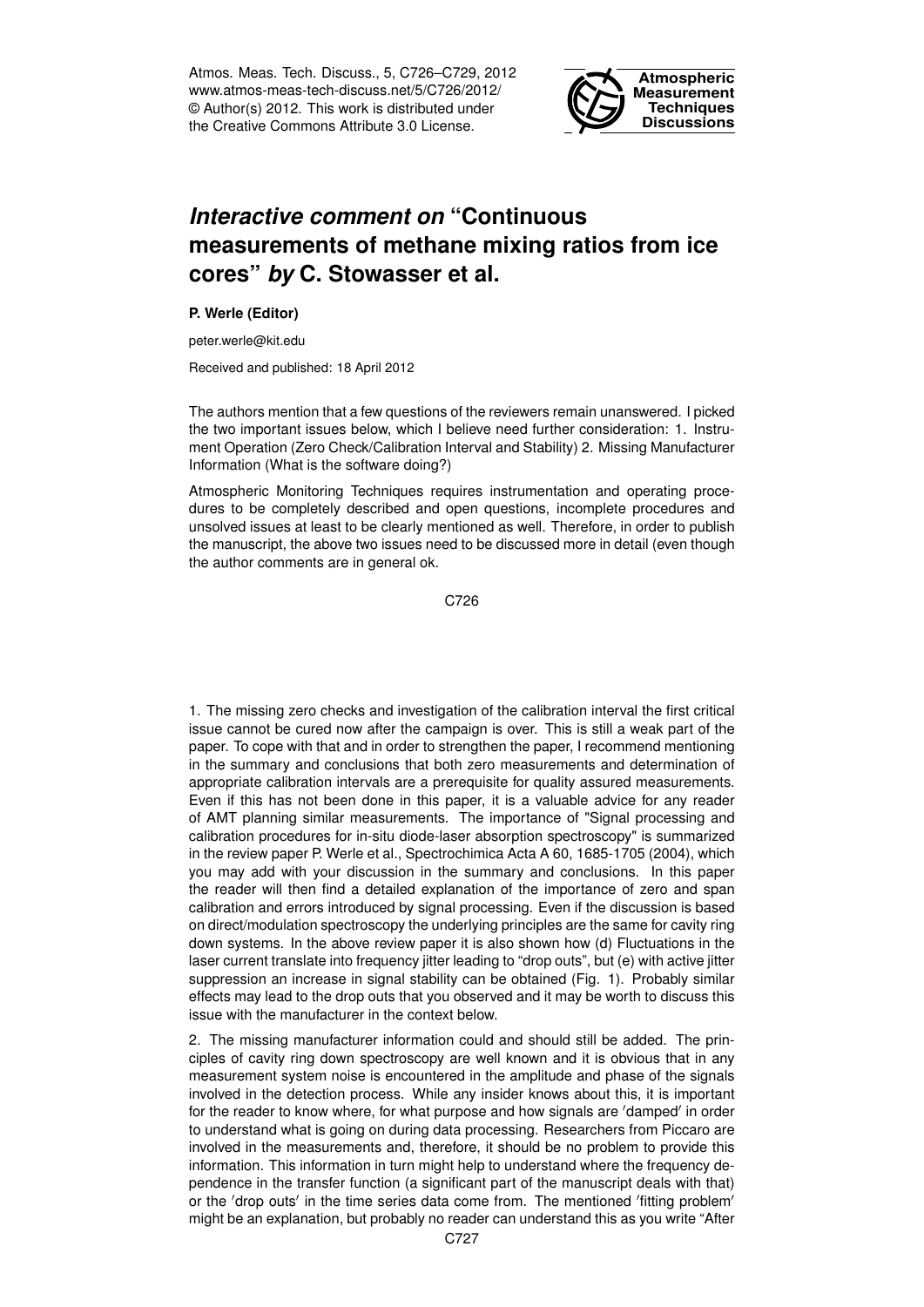# *Interactive comment on* "Continuous measurements of methane mixing ratios from ice cores" *by* C. Stowasser et al.

**P. Werle (Editor)**

peter.werle@kit.edu

Received and published: 18 April 2012

The authors mention that a few questions of the reviewers remain unanswered. I picked the two important issues below, which I believe need further consideration: 1. Instrument Operation (Zero Check/Calibration Interval and Stability) 2. Missing Manufacturer Information (What is the software doing?)

Atmospheric Monitoring Techniques requires instrumentation and operating procedures to be completely described and open questions, incomplete procedures and unsolved issues at least to be clearly mentioned as well. Therefore, in order to publish the manuscript, the above two issues need to be discussed more in detail (even though the author comments are in general ok.

1. The missing zero checks and investigation of the calibration interval the first critical issue cannot be cured now after the campaign is over. This is still a weak part of the paper. To cope with that and in order to strengthen the paper, I recommend mentioning in the summary and conclusions that both zero measurements and determination of appropriate calibration intervals are a prerequisite for quality assured measurements. Even if this has not been done in this paper, it is a valuable advice for any reader of AMT planning similar measurements. The importance of "Signal processing and calibration procedures for in-situ diode-laser absorption spectroscopy" is summarized in the review paper P. Werle et al., Spectrochimica Acta A 60, 1685-1705 (2004), which you may add with your discussion in the summary and conclusions. In this paper the reader will then find a detailed explanation of the importance of zero and span calibration and errors introduced by signal processing. Even if the discussion is based on direct/modulation spectroscopy the underlying principles are the same for cavity ring down systems. In the above review paper it is also shown how (d) Fluctuations in the laser current translate into frequency jitter leading to "drop outs", but (e) with active jitter suppression an increase in signal stability can be obtained (Fig. 1). Probably similar effects may lead to the drop outs that you observed and it may be worth to discuss this issue with the manufacturer in the context below.

2. The missing manufacturer information could and should still be added. The principles of cavity ring down spectroscopy are well known and it is obvious that in any measurement system noise is encountered in the amplitude and phase of the signals involved in the detection process. While any insider knows about this, it is important for the reader to know where, for what purpose and how signals are ′damped′ in order to understand what is going on during data processing. Researchers from Piccaro are involved in the measurements and, therefore, it should be no problem to provide this information. This information in turn might help to understand where the frequency dependence in the transfer function (a significant part of the manuscript deals with that) or the ′drop outs′ in the time series data come from. The mentioned ′fitting problem′ might be an explanation, but probably no reader can understand this as you write "After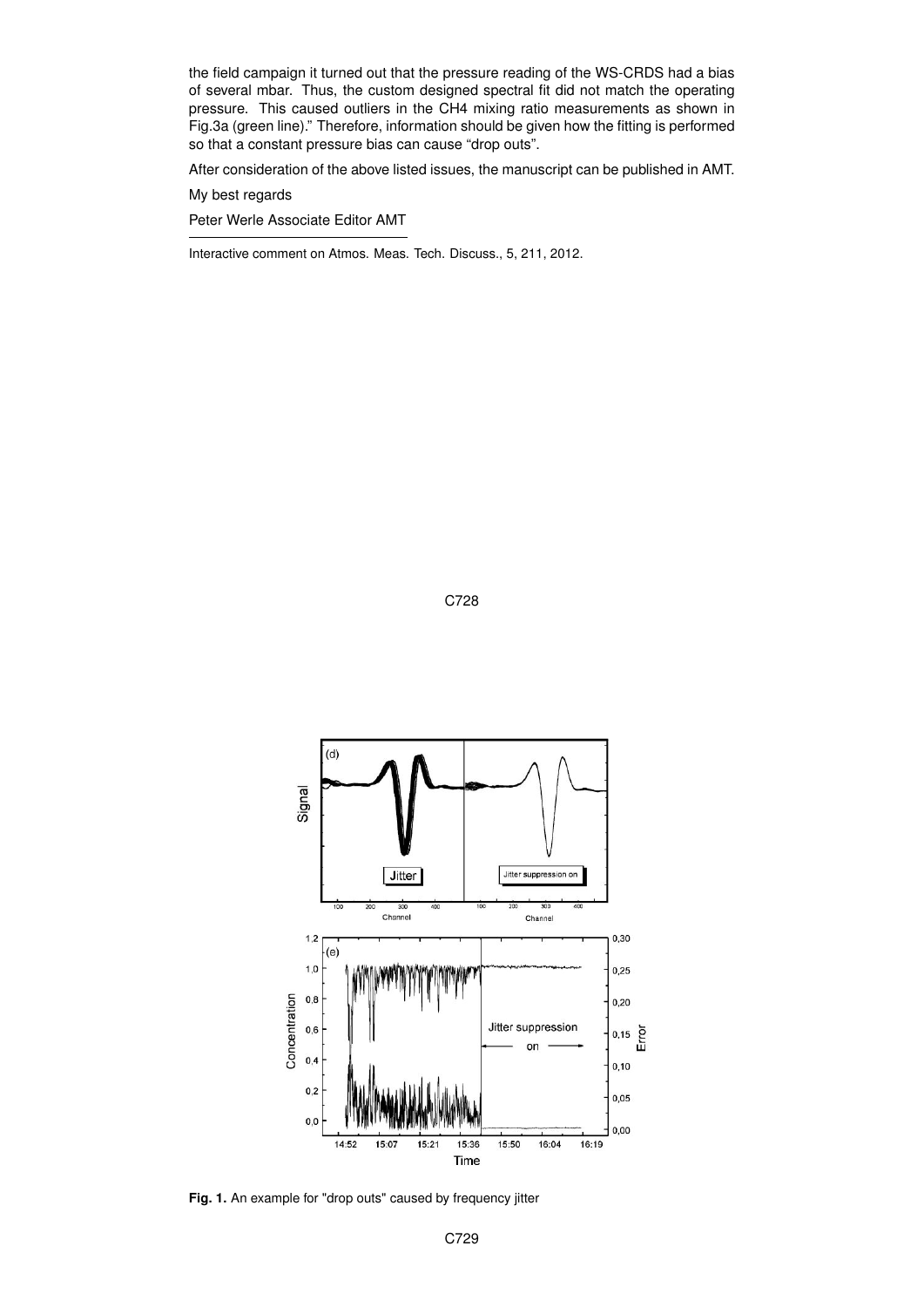the field campaign it turned out that the pressure reading of the WS-CRDS had a bias of several mbar. Thus, the custom designed spectral fit did not match the operating pressure. This caused outliers in the CH4 mixing ratio measurements as shown in Fig.3a (green line)." Therefore, information should be given how the fitting is performed so that a constant pressure bias can cause "drop outs".

After consideration of the above listed issues, the manuscript can be published in AMT.

My best regards

Peter Werle Associate Editor AMT

---

Interactive comment on Atmos. Meas. Tech. Discuss., 5, 211, 2012.

(d)

Signal

Jitter

Jitter suppression on

100 200 300 400

Channel

100 200 300 400

Channel

(e)

Concentration

1,2
1,0
0,8
0,6
0,4
0,2
0,0

Error

0,30
0,25
0,20
0,15
0,10
0,05
0,00

Jitter suppression

on

14:52 15:07 15:21 15:36 15:50 16:04 16:19

Time

**Fig. 1.** An example for "drop outs" caused by frequency jitter